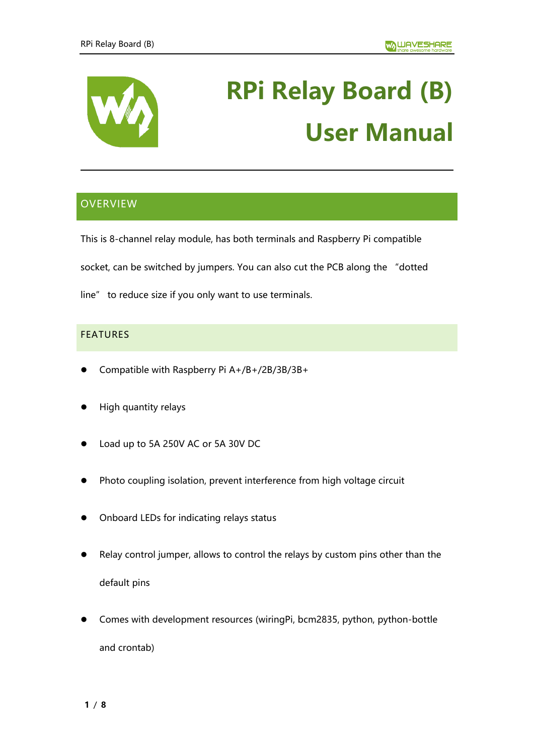# RPi Relay Board (B) User Manual

## OVERVIEW

This is 8-channel relay module, has both terminals and Raspberry Pi compatible socket, can be switched by jumpers. You can also cut the PCB along the "dotted line" to reduce size if you only want to use terminals.

### FEATURES

- Compatible with Raspberry Pi A+/B+/2B/3B/3B+
- High quantity relays
- Load up to 5A 250V AC or 5A 30V DC
- Photo coupling isolation, prevent interference from high voltage circuit
- Onboard LEDs for indicating relays status
- Relay control jumper, allows to control the relays by custom pins other than the default pins
- Comes with development resources (wiringPi, bcm2835, python, python-bottle and crontab)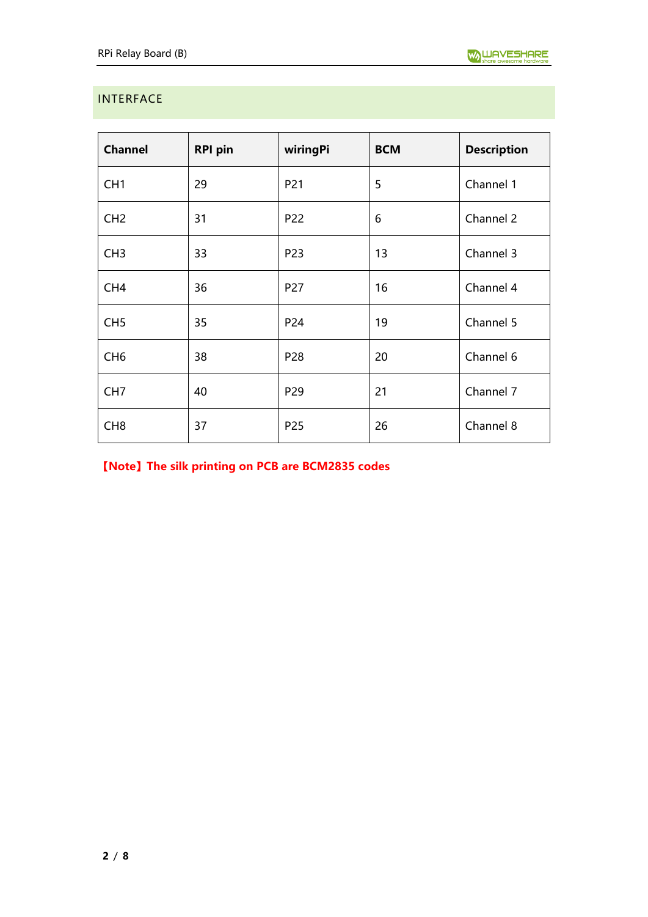## INTERFACE

| Channel | RPI pin | wiringPi | BCM | Description |
|---|---|---|---|---|
| CH1 | 29 | P21 | 5 | Channel 1 |
| CH2 | 31 | P22 | 6 | Channel 2 |
| CH3 | 33 | P23 | 13 | Channel 3 |
| CH4 | 36 | P27 | 16 | Channel 4 |
| CH5 | 35 | P24 | 19 | Channel 5 |
| CH6 | 38 | P28 | 20 | Channel 6 |
| CH7 | 40 | P29 | 21 | Channel 7 |
| CH8 | 37 | P25 | 26 | Channel 8 |

**【Note】The silk printing on PCB are BCM2835 codes**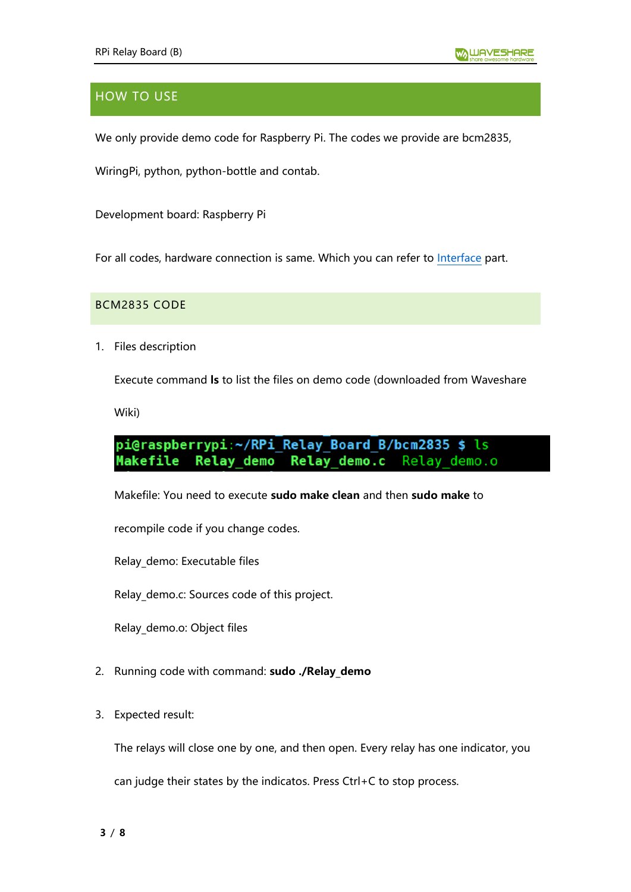## HOW TO USE

We only provide demo code for Raspberry Pi. The codes we provide are bcm2835, WiringPi, python, python-bottle and contab.

Development board: Raspberry Pi

For all codes, hardware connection is same. Which you can refer to Interface part.

### BCM2835 CODE

1. Files description

   Execute command **ls** to list the files on demo code (downloaded from Waveshare Wiki)

   ```
   pi@raspberrypi:~/RPi_Relay_Board_B/bcm2835 $ ls
   Makefile  Relay_demo  Relay_demo.c  Relay_demo.o
   ```

   Makefile: You need to execute **sudo make clean** and then **sudo make** to recompile code if you change codes.

   Relay_demo: Executable files

   Relay_demo.c: Sources code of this project.

   Relay_demo.o: Object files

2. Running code with command: **sudo ./Relay_demo**

3. Expected result:

   The relays will close one by one, and then open. Every relay has one indicator, you can judge their states by the indicatos. Press Ctrl+C to stop process.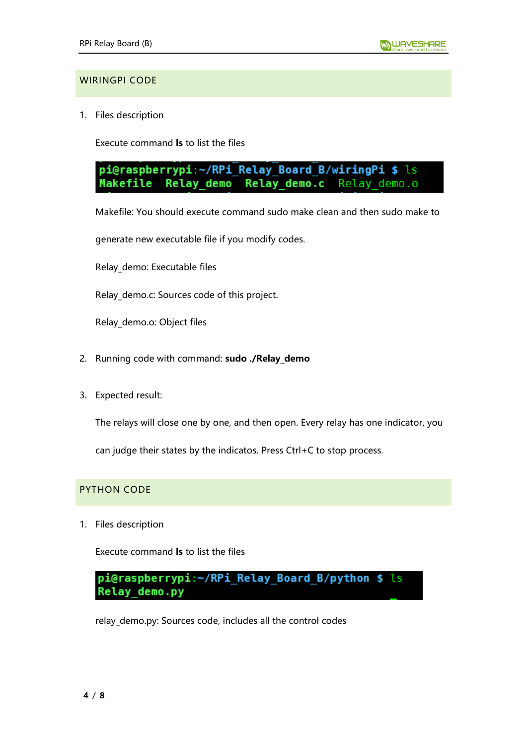## WIRINGPI CODE

1. Files description

   Execute command **ls** to list the files

   ```
   pi@raspberrypi:~/RPi_Relay_Board_B/wiringPi $ ls
   Makefile  Relay_demo  Relay_demo.c  Relay_demo.o
   ```

   Makefile: You should execute command sudo make clean and then sudo make to generate new executable file if you modify codes.

   Relay_demo: Executable files

   Relay_demo.c: Sources code of this project.

   Relay_demo.o: Object files

2. Running code with command: **sudo ./Relay_demo**

3. Expected result:

   The relays will close one by one, and then open. Every relay has one indicator, you can judge their states by the indicatos. Press Ctrl+C to stop process.

## PYTHON CODE

1. Files description

   Execute command **ls** to list the files

   ```
   pi@raspberrypi:~/RPi_Relay_Board_B/python $ ls
   Relay_demo.py
   ```

   relay_demo.py: Sources code, includes all the control codes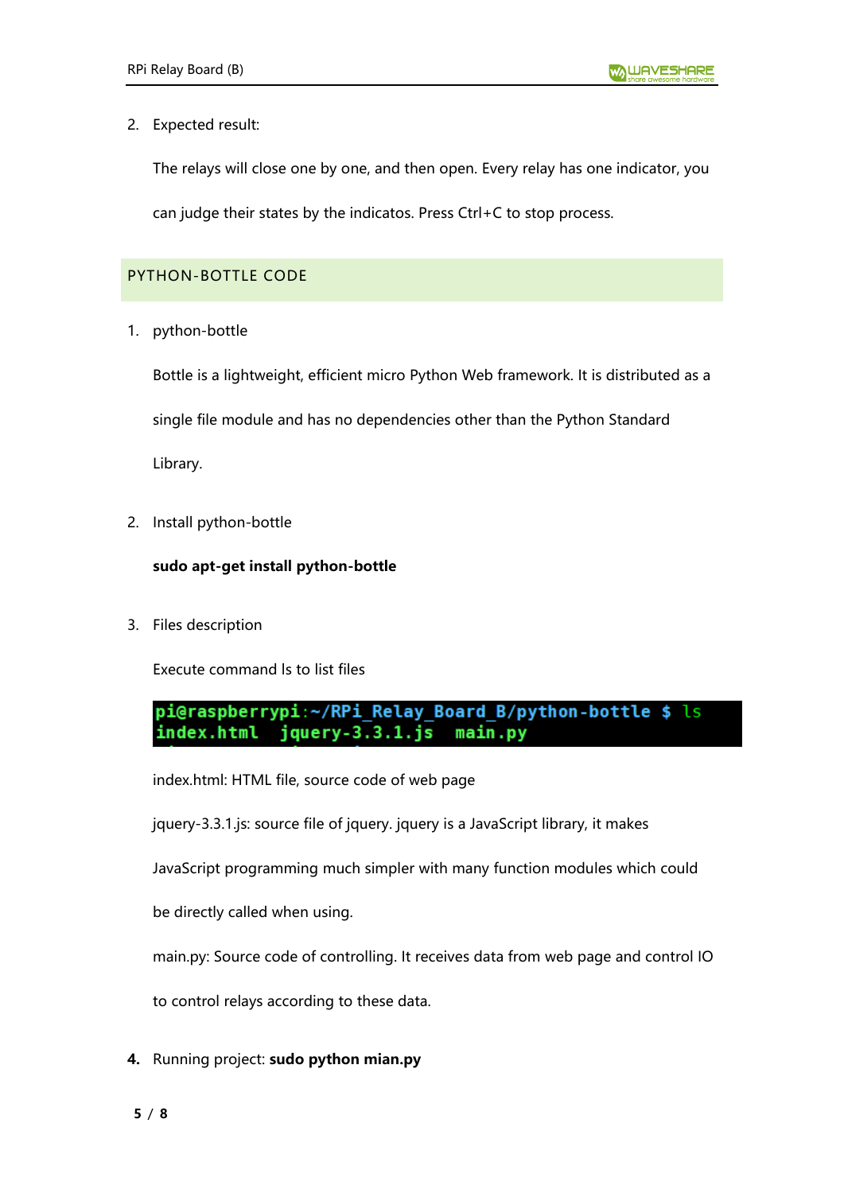2. Expected result:

   The relays will close one by one, and then open. Every relay has one indicator, you can judge their states by the indicatos. Press Ctrl+C to stop process.

## PYTHON-BOTTLE CODE

1. python-bottle

   Bottle is a lightweight, efficient micro Python Web framework. It is distributed as a single file module and has no dependencies other than the Python Standard Library.

2. Install python-bottle

   **sudo apt-get install python-bottle**

3. Files description

   Execute command ls to list files

   ```
   pi@raspberrypi:~/RPi_Relay_Board_B/python-bottle $ ls
   index.html  jquery-3.3.1.js  main.py
   ```

   index.html: HTML file, source code of web page

   jquery-3.3.1.js: source file of jquery. jquery is a JavaScript library, it makes JavaScript programming much simpler with many function modules which could be directly called when using.

   main.py: Source code of controlling. It receives data from web page and control IO to control relays according to these data.

**4.** Running project: **sudo python mian.py**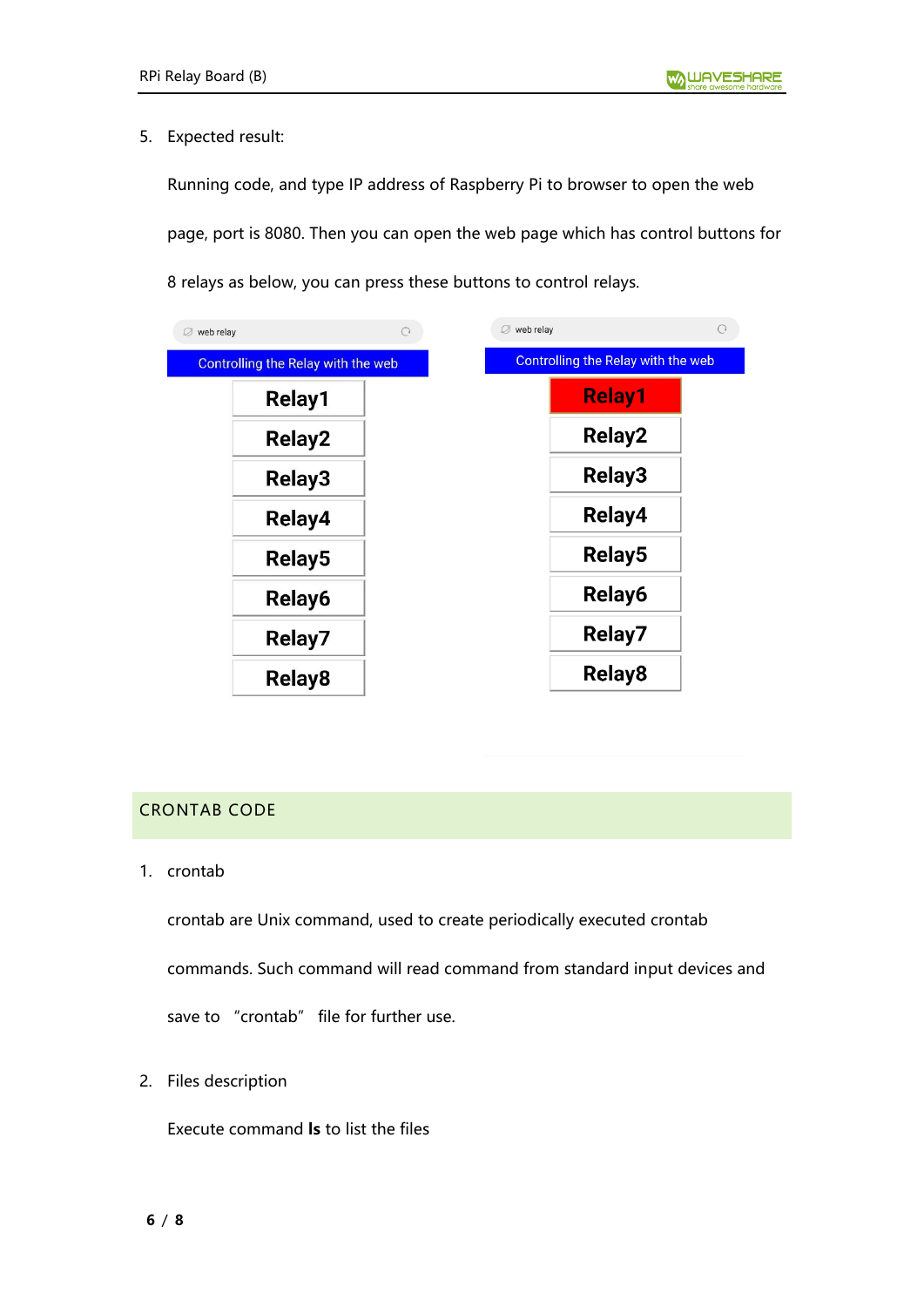5. Expected result:

   Running code, and type IP address of Raspberry Pi to browser to open the web page, port is 8080. Then you can open the web page which has control buttons for 8 relays as below, you can press these buttons to control relays.

## CRONTAB CODE

1. crontab

   crontab are Unix command, used to create periodically executed crontab commands. Such command will read command from standard input devices and save to "crontab" file for further use.

2. Files description

   Execute command **ls** to list the files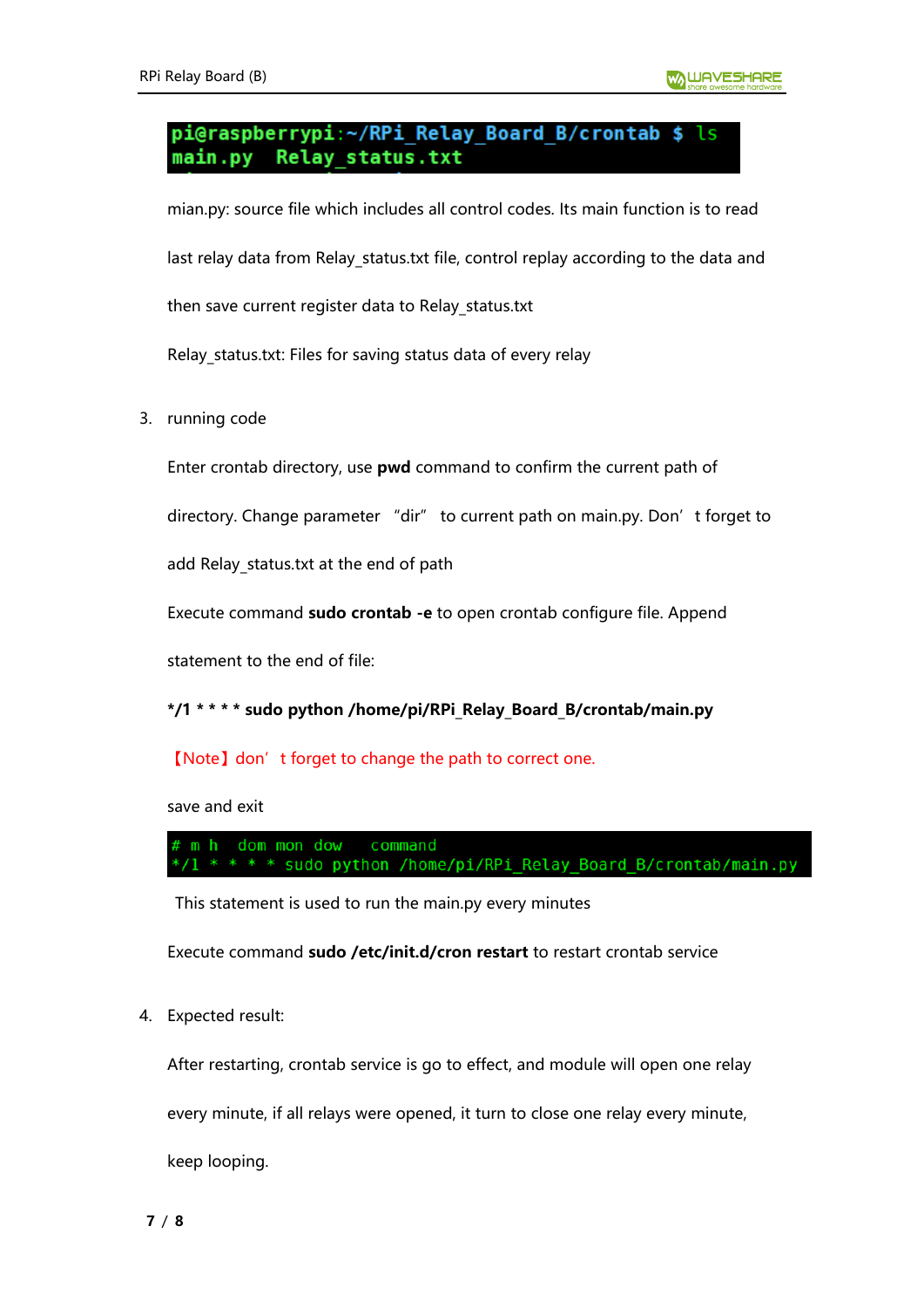```
pi@raspberrypi:~/RPi_Relay_Board_B/crontab $ ls
main.py  Relay_status.txt
```

mian.py: source file which includes all control codes. Its main function is to read last relay data from Relay_status.txt file, control replay according to the data and then save current register data to Relay_status.txt

Relay_status.txt: Files for saving status data of every relay

3. running code

Enter crontab directory, use **pwd** command to confirm the current path of directory. Change parameter "dir" to current path on main.py. Don't forget to add Relay_status.txt at the end of path

Execute command **sudo crontab -e** to open crontab configure file. Append statement to the end of file:

***/1 * * * * sudo python /home/pi/RPi_Relay_Board_B/crontab/main.py**

【Note】don't forget to change the path to correct one.

save and exit

```
# m h  dom mon dow   command
*/1 * * * * sudo python /home/pi/RPi_Relay_Board_B/crontab/main.py
```

This statement is used to run the main.py every minutes

Execute command **sudo /etc/init.d/cron restart** to restart crontab service

4. Expected result:

After restarting, crontab service is go to effect, and module will open one relay every minute, if all relays were opened, it turn to close one relay every minute, keep looping.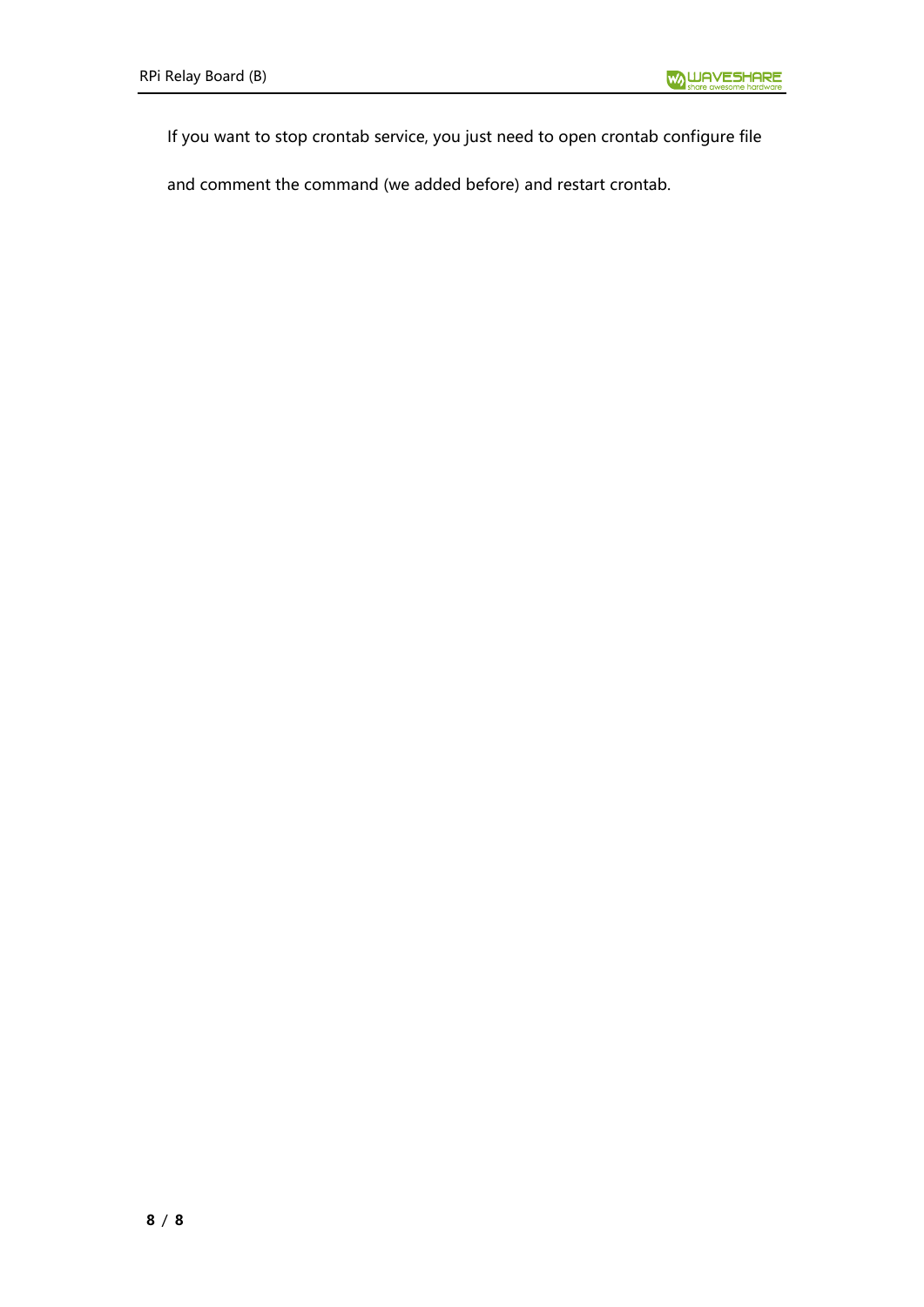If you want to stop crontab service, you just need to open crontab configure file and comment the command (we added before) and restart crontab.